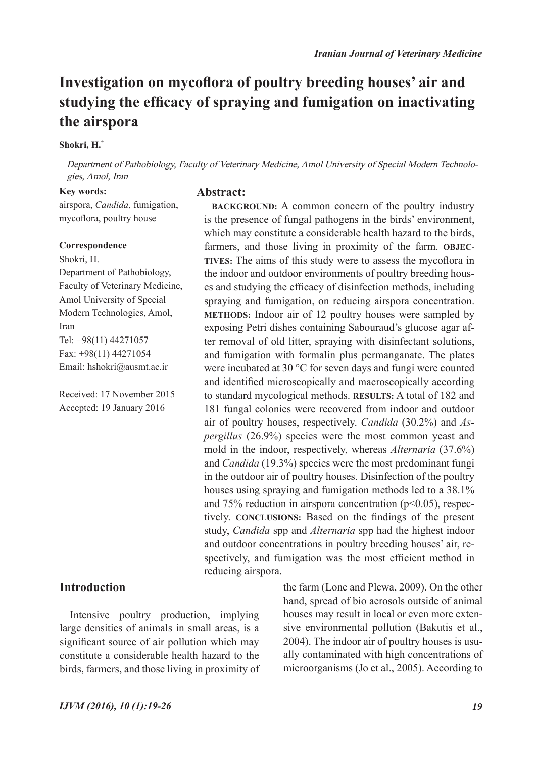# Investigation on mycoflora of poultry breeding houses' air and studying the efficacy of spraying and fumigation on inactivating the airspora

**Shokri, H.***

*Department of Pathobiology, Faculty of Veterinary Medicine, Amol University of Special Modern Technologies, Amol, Iran*

**Key words:**
airspora, *Candida*, fumigation, mycoflora, poultry house

**Correspondence**
Shokri, H.
Department of Pathobiology, Faculty of Veterinary Medicine, Amol University of Special Modern Technologies, Amol, Iran
Tel: +98(11) 44271057
Fax: +98(11) 44271054
Email: hshokri@ausmt.ac.ir

Received: 17 November 2015
Accepted: 19 January 2016

## Abstract:

**BACKGROUND:** A common concern of the poultry industry is the presence of fungal pathogens in the birds' environment, which may constitute a considerable health hazard to the birds, farmers, and those living in proximity of the farm. **OBJECTIVES:** The aims of this study were to assess the mycoflora in the indoor and outdoor environments of poultry breeding houses and studying the efficacy of disinfection methods, including spraying and fumigation, on reducing airspora concentration. **METHODS:** Indoor air of 12 poultry houses were sampled by exposing Petri dishes containing Sabouraud's glucose agar after removal of old litter, spraying with disinfectant solutions, and fumigation with formalin plus permanganate. The plates were incubated at 30 °C for seven days and fungi were counted and identified microscopically and macroscopically according to standard mycological methods. **RESULTS:** A total of 182 and 181 fungal colonies were recovered from indoor and outdoor air of poultry houses, respectively. *Candida* (30.2%) and *Aspergillus* (26.9%) species were the most common yeast and mold in the indoor, respectively, whereas *Alternaria* (37.6%) and *Candida* (19.3%) species were the most predominant fungi in the outdoor air of poultry houses. Disinfection of the poultry houses using spraying and fumigation methods led to a 38.1% and 75% reduction in airspora concentration ($p<0.05$), respectively. **CONCLUSIONS:** Based on the findings of the present study, *Candida* spp and *Alternaria* spp had the highest indoor and outdoor concentrations in poultry breeding houses' air, respectively, and fumigation was the most efficient method in reducing airspora.

## Introduction

Intensive poultry production, implying large densities of animals in small areas, is a significant source of air pollution which may constitute a considerable health hazard to the birds, farmers, and those living in proximity of the farm (Lonc and Plewa, 2009). On the other hand, spread of bio aerosols outside of animal houses may result in local or even more extensive environmental pollution (Bakutis et al., 2004). The indoor air of poultry houses is usually contaminated with high concentrations of microorganisms (Jo et al., 2005). According to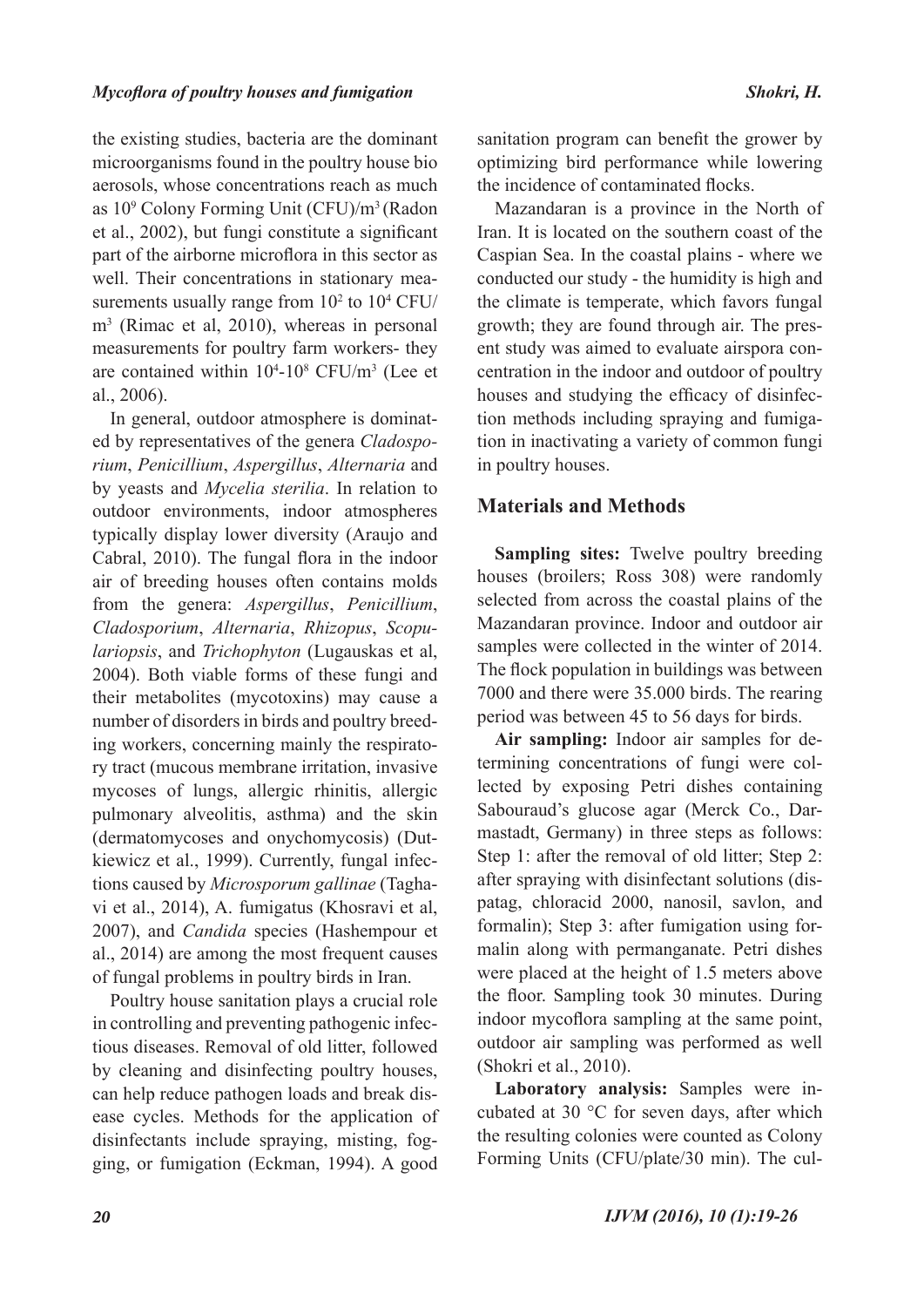the existing studies, bacteria are the dominant microorganisms found in the poultry house bio aerosols, whose concentrations reach as much as $10^9$ Colony Forming Unit (CFU)/m$^3$ (Radon et al., 2002), but fungi constitute a significant part of the airborne microflora in this sector as well. Their concentrations in stationary measurements usually range from $10^2$ to $10^4$ CFU/m$^3$ (Rimac et al, 2010), whereas in personal measurements for poultry farm workers- they are contained within $10^4$-$10^8$ CFU/m$^3$ (Lee et al., 2006).

In general, outdoor atmosphere is dominated by representatives of the genera *Cladosporium*, *Penicillium*, *Aspergillus*, *Alternaria* and by yeasts and *Mycelia sterilia*. In relation to outdoor environments, indoor atmospheres typically display lower diversity (Araujo and Cabral, 2010). The fungal flora in the indoor air of breeding houses often contains molds from the genera: *Aspergillus*, *Penicillium*, *Cladosporium*, *Alternaria*, *Rhizopus*, *Scopulariopsis*, and *Trichophyton* (Lugauskas et al, 2004). Both viable forms of these fungi and their metabolites (mycotoxins) may cause a number of disorders in birds and poultry breeding workers, concerning mainly the respiratory tract (mucous membrane irritation, invasive mycoses of lungs, allergic rhinitis, allergic pulmonary alveolitis, asthma) and the skin (dermatomycoses and onychomycosis) (Dutkiewicz et al., 1999). Currently, fungal infections caused by *Microsporum gallinae* (Taghavi et al., 2014), A. fumigatus (Khosravi et al, 2007), and *Candida* species (Hashempour et al., 2014) are among the most frequent causes of fungal problems in poultry birds in Iran.

Poultry house sanitation plays a crucial role in controlling and preventing pathogenic infectious diseases. Removal of old litter, followed by cleaning and disinfecting poultry houses, can help reduce pathogen loads and break disease cycles. Methods for the application of disinfectants include spraying, misting, fogging, or fumigation (Eckman, 1994). A good sanitation program can benefit the grower by optimizing bird performance while lowering the incidence of contaminated flocks.

Mazandaran is a province in the North of Iran. It is located on the southern coast of the Caspian Sea. In the coastal plains - where we conducted our study - the humidity is high and the climate is temperate, which favors fungal growth; they are found through air. The present study was aimed to evaluate airspora concentration in the indoor and outdoor of poultry houses and studying the efficacy of disinfection methods including spraying and fumigation in inactivating a variety of common fungi in poultry houses.

## Materials and Methods

**Sampling sites:** Twelve poultry breeding houses (broilers; Ross 308) were randomly selected from across the coastal plains of the Mazandaran province. Indoor and outdoor air samples were collected in the winter of 2014. The flock population in buildings was between 7000 and there were 35.000 birds. The rearing period was between 45 to 56 days for birds.

**Air sampling:** Indoor air samples for determining concentrations of fungi were collected by exposing Petri dishes containing Sabouraud's glucose agar (Merck Co., Darmastadt, Germany) in three steps as follows: Step 1: after the removal of old litter; Step 2: after spraying with disinfectant solutions (dispatag, chloracid 2000, nanosil, savlon, and formalin); Step 3: after fumigation using formalin along with permanganate. Petri dishes were placed at the height of 1.5 meters above the floor. Sampling took 30 minutes. During indoor mycoflora sampling at the same point, outdoor air sampling was performed as well (Shokri et al., 2010).

**Laboratory analysis:** Samples were incubated at 30 °C for seven days, after which the resulting colonies were counted as Colony Forming Units (CFU/plate/30 min). The cul-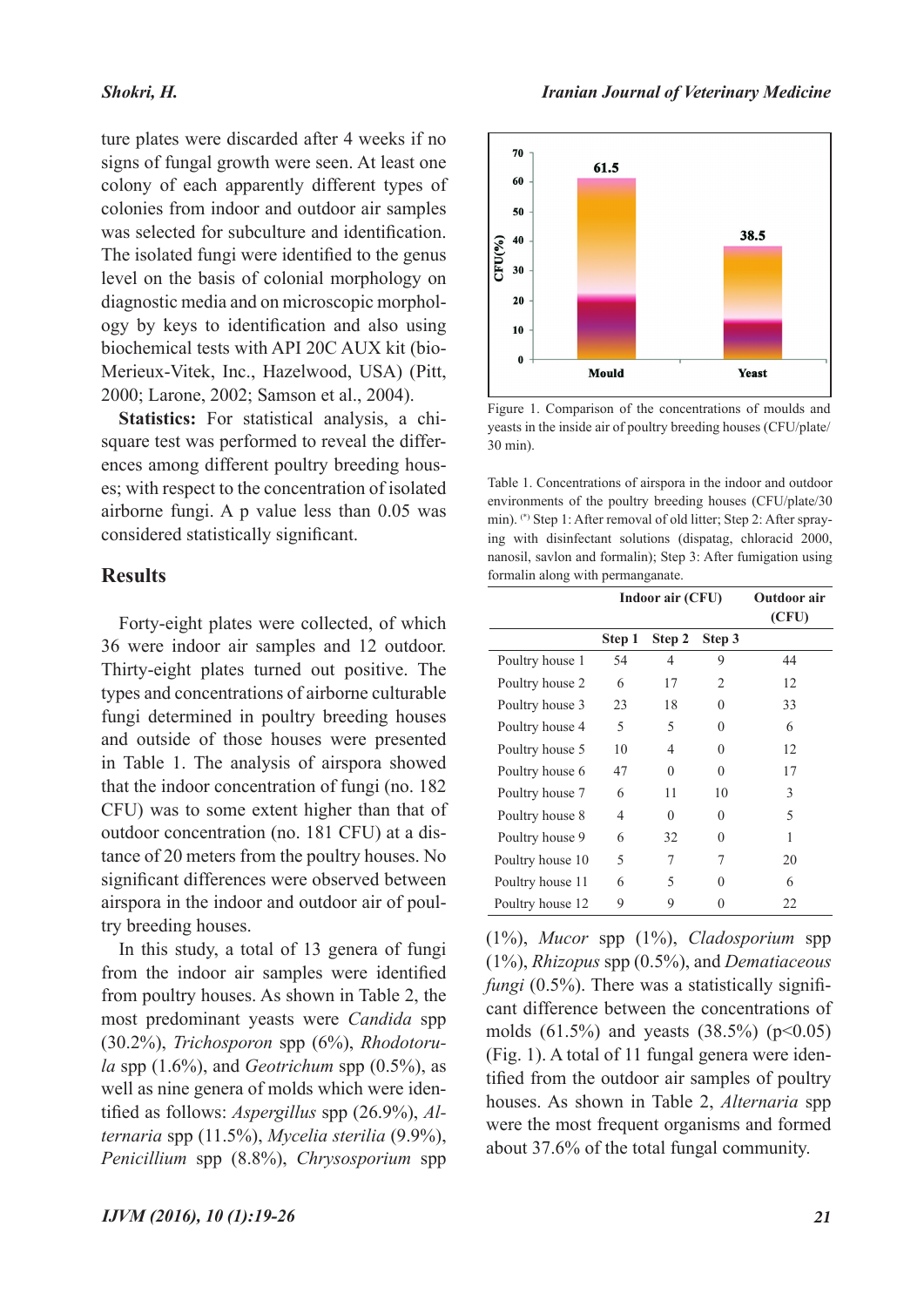ture plates were discarded after 4 weeks if no signs of fungal growth were seen. At least one colony of each apparently different types of colonies from indoor and outdoor air samples was selected for subculture and identification. The isolated fungi were identified to the genus level on the basis of colonial morphology on diagnostic media and on microscopic morphology by keys to identification and also using biochemical tests with API 20C AUX kit (bio-Merieux-Vitek, Inc., Hazelwood, USA) (Pitt, 2000; Larone, 2002; Samson et al., 2004).

**Statistics:** For statistical analysis, a chi-square test was performed to reveal the differences among different poultry breeding houses; with respect to the concentration of isolated airborne fungi. A p value less than 0.05 was considered statistically significant.

## Results

Forty-eight plates were collected, of which 36 were indoor air samples and 12 outdoor. Thirty-eight plates turned out positive. The types and concentrations of airborne culturable fungi determined in poultry breeding houses and outside of those houses were presented in Table 1. The analysis of airspora showed that the indoor concentration of fungi (no. 182 CFU) was to some extent higher than that of outdoor concentration (no. 181 CFU) at a distance of 20 meters from the poultry houses. No significant differences were observed between airspora in the indoor and outdoor air of poultry breeding houses.

In this study, a total of 13 genera of fungi from the indoor air samples were identified from poultry houses. As shown in Table 2, the most predominant yeasts were *Candida* spp (30.2%), *Trichosporon* spp (6%), *Rhodotorula* spp (1.6%), and *Geotrichum* spp (0.5%), as well as nine genera of molds which were identified as follows: *Aspergillus* spp (26.9%), *Alternaria* spp (11.5%), *Mycelia sterilia* (9.9%), *Penicillium* spp (8.8%), *Chrysosporium* spp (1%), *Mucor* spp (1%), *Cladosporium* spp (1%), *Rhizopus* spp (0.5%), and *Dematiaceous fungi* (0.5%). There was a statistically significant difference between the concentrations of molds (61.5%) and yeasts (38.5%) ($p<0.05$) (Fig. 1). A total of 11 fungal genera were identified from the outdoor air samples of poultry houses. As shown in Table 2, *Alternaria* spp were the most frequent organisms and formed about 37.6% of the total fungal community.

Figure 1. Comparison of the concentrations of moulds and yeasts in the inside air of poultry breeding houses (CFU/plate/30 min).

Table 1. Concentrations of airspora in the indoor and outdoor environments of the poultry breeding houses (CFU/plate/30 min). [*] Step 1: After removal of old litter; Step 2: After spraying with disinfectant solutions (dispatag, chloracid 2000, nanosil, savlon and formalin); Step 3: After fumigation using formalin along with permanganate.

| | Indoor air (CFU) | | | Outdoor air (CFU) |
|---|---|---|---|---|
| | Step 1 | Step 2 | Step 3 | |
| Poultry house 1 | 54 | 4 | 9 | 44 |
| Poultry house 2 | 6 | 17 | 2 | 12 |
| Poultry house 3 | 23 | 18 | 0 | 33 |
| Poultry house 4 | 5 | 5 | 0 | 6 |
| Poultry house 5 | 10 | 4 | 0 | 12 |
| Poultry house 6 | 47 | 0 | 0 | 17 |
| Poultry house 7 | 6 | 11 | 10 | 3 |
| Poultry house 8 | 4 | 0 | 0 | 5 |
| Poultry house 9 | 6 | 32 | 0 | 1 |
| Poultry house 10 | 5 | 7 | 7 | 20 |
| Poultry house 11 | 6 | 5 | 0 | 6 |
| Poultry house 12 | 9 | 9 | 0 | 22 |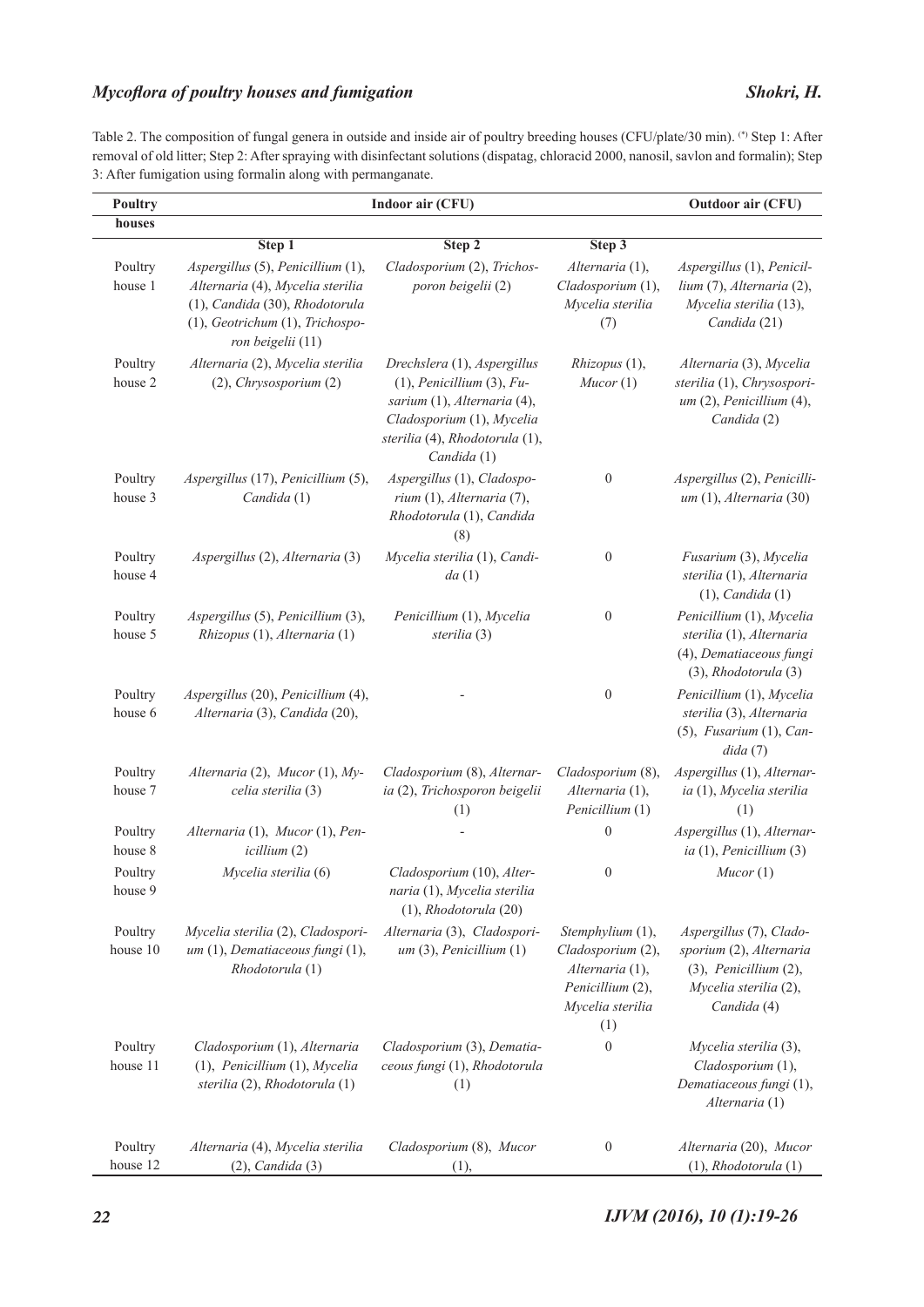Table 2. The composition of fungal genera in outside and inside air of poultry breeding houses (CFU/plate/30 min). (*) Step 1: After removal of old litter; Step 2: After spraying with disinfectant solutions (dispatag, chloracid 2000, nanosil, savlon and formalin); Step 3: After fumigation using formalin along with permanganate.

| Poultry houses | Indoor air (CFU) | | | Outdoor air (CFU) |
|---|---|---|---|---|
| | Step 1 | Step 2 | Step 3 | |
| Poultry house 1 | *Aspergillus* (5), *Penicillium* (1), *Alternaria* (4), *Mycelia sterilia* (1), *Candida* (30), *Rhodotorula* (1), *Geotrichum* (1), *Trichosporon beigelii* (11) | *Cladosporium* (2), *Trichosporon beigelii* (2) | *Alternaria* (1), *Cladosporium* (1), *Mycelia sterilia* (7) | *Aspergillus* (1), *Penicillium* (7), *Alternaria* (2), *Mycelia sterilia* (13), *Candida* (21) |
| Poultry house 2 | *Alternaria* (2), *Mycelia sterilia* (2), *Chrysosporium* (2) | *Drechslera* (1), *Aspergillus* (1), *Penicillium* (3), *Fusarium* (1), *Alternaria* (4), *Cladosporium* (1), *Mycelia sterilia* (4), *Rhodotorula* (1), *Candida* (1) | *Rhizopus* (1), *Mucor* (1) | *Alternaria* (3), *Mycelia sterilia* (1), *Chrysosporium* (2), *Penicillium* (4), *Candida* (2) |
| Poultry house 3 | *Aspergillus* (17), *Penicillium* (5), *Candida* (1) | *Aspergillus* (1), *Cladosporium* (1), *Alternaria* (7), *Rhodotorula* (1), *Candida* (8) | 0 | *Aspergillus* (2), *Penicillium* (1), *Alternaria* (30) |
| Poultry house 4 | *Aspergillus* (2), *Alternaria* (3) | *Mycelia sterilia* (1), *Candida* (1) | 0 | *Fusarium* (3), *Mycelia sterilia* (1), *Alternaria* (1), *Candida* (1) |
| Poultry house 5 | *Aspergillus* (5), *Penicillium* (3), *Rhizopus* (1), *Alternaria* (1) | *Penicillium* (1), *Mycelia sterilia* (3) | 0 | *Penicillium* (1), *Mycelia sterilia* (1), *Alternaria* (4), *Dematiaceous fungi* (3), *Rhodotorula* (3) |
| Poultry house 6 | *Aspergillus* (20), *Penicillium* (4), *Alternaria* (3), *Candida* (20), | - | 0 | *Penicillium* (1), *Mycelia sterilia* (3), *Alternaria* (5), *Fusarium* (1), *Candida* (7) |
| Poultry house 7 | *Alternaria* (2), *Mucor* (1), *Mycelia sterilia* (3) | *Cladosporium* (8), *Alternaria* (2), *Trichosporon beigelii* (1) | *Cladosporium* (8), *Alternaria* (1), *Penicillium* (1) | *Aspergillus* (1), *Alternaria* (1), *Mycelia sterilia* (1) |
| Poultry house 8 | *Alternaria* (1), *Mucor* (1), *Penicillium* (2) | - | 0 | *Aspergillus* (1), *Alternaria* (1), *Penicillium* (3) |
| Poultry house 9 | *Mycelia sterilia* (6) | *Cladosporium* (10), *Alternaria* (1), *Mycelia sterilia* (1), *Rhodotorula* (20) | 0 | *Mucor* (1) |
| Poultry house 10 | *Mycelia sterilia* (2), *Cladosporium* (1), *Dematiaceous fungi* (1), *Rhodotorula* (1) | *Alternaria* (3), *Cladosporium* (3), *Penicillium* (1) | *Stemphylium* (1), *Cladosporium* (2), *Alternaria* (1), *Penicillium* (2), *Mycelia sterilia* (1) | *Aspergillus* (7), *Cladosporium* (2), *Alternaria* (3), *Penicillium* (2), *Mycelia sterilia* (2), *Candida* (4) |
| Poultry house 11 | *Cladosporium* (1), *Alternaria* (1), *Penicillium* (1), *Mycelia sterilia* (2), *Rhodotorula* (1) | *Cladosporium* (3), *Dematiaceous fungi* (1), *Rhodotorula* (1) | 0 | *Mycelia sterilia* (3), *Cladosporium* (1), *Dematiaceous fungi* (1), *Alternaria* (1) |
| Poultry house 12 | *Alternaria* (4), *Mycelia sterilia* (2), *Candida* (3) | *Cladosporium* (8), *Mucor* (1), | 0 | *Alternaria* (20), *Mucor* (1), *Rhodotorula* (1) |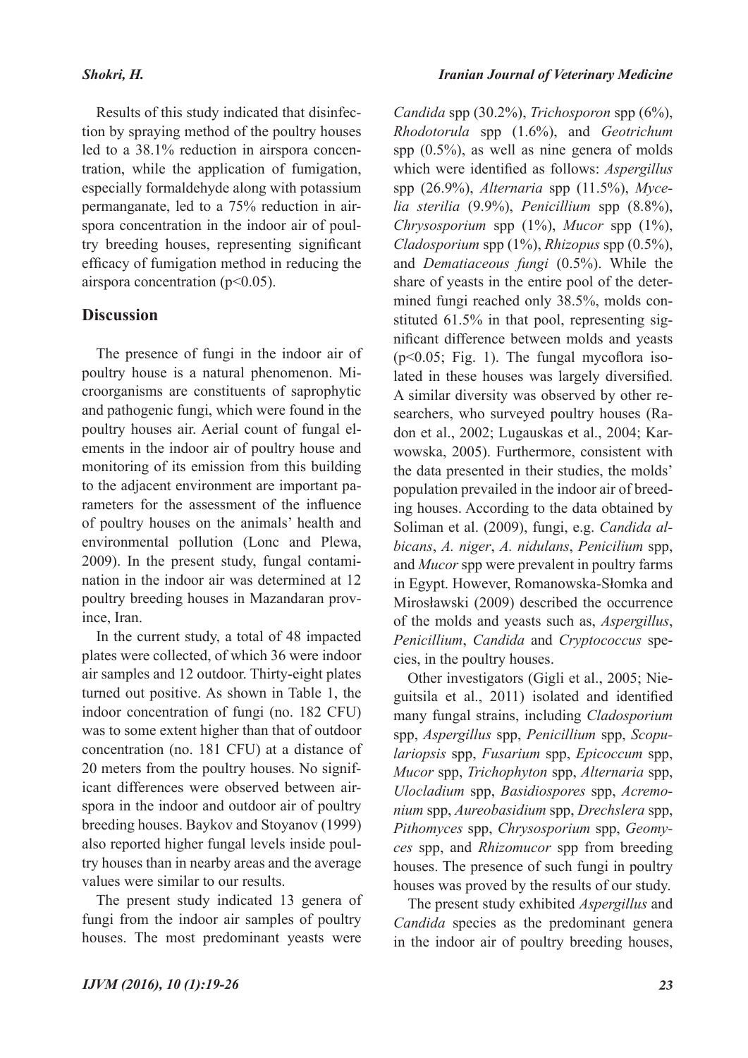Results of this study indicated that disinfection by spraying method of the poultry houses led to a 38.1% reduction in airspora concentration, while the application of fumigation, especially formaldehyde along with potassium permanganate, led to a 75% reduction in airspora concentration in the indoor air of poultry breeding houses, representing significant efficacy of fumigation method in reducing the airspora concentration ($p<0.05$).

## Discussion

The presence of fungi in the indoor air of poultry house is a natural phenomenon. Microorganisms are constituents of saprophytic and pathogenic fungi, which were found in the poultry houses air. Aerial count of fungal elements in the indoor air of poultry house and monitoring of its emission from this building to the adjacent environment are important parameters for the assessment of the influence of poultry houses on the animals' health and environmental pollution (Lonc and Plewa, 2009). In the present study, fungal contamination in the indoor air was determined at 12 poultry breeding houses in Mazandaran province, Iran.

In the current study, a total of 48 impacted plates were collected, of which 36 were indoor air samples and 12 outdoor. Thirty-eight plates turned out positive. As shown in Table 1, the indoor concentration of fungi (no. 182 CFU) was to some extent higher than that of outdoor concentration (no. 181 CFU) at a distance of 20 meters from the poultry houses. No significant differences were observed between airspora in the indoor and outdoor air of poultry breeding houses. Baykov and Stoyanov (1999) also reported higher fungal levels inside poultry houses than in nearby areas and the average values were similar to our results.

The present study indicated 13 genera of fungi from the indoor air samples of poultry houses. The most predominant yeasts were *Candida* spp (30.2%), *Trichosporon* spp (6%), *Rhodotorula* spp (1.6%), and *Geotrichum* spp (0.5%), as well as nine genera of molds which were identified as follows: *Aspergillus* spp (26.9%), *Alternaria* spp (11.5%), *Mycelia sterilia* (9.9%), *Penicillium* spp (8.8%), *Chrysosporium* spp (1%), *Mucor* spp (1%), *Cladosporium* spp (1%), *Rhizopus* spp (0.5%), and *Dematiaceous fungi* (0.5%). While the share of yeasts in the entire pool of the determined fungi reached only 38.5%, molds constituted 61.5% in that pool, representing significant difference between molds and yeasts ($p<0.05$; Fig. 1). The fungal mycoflora isolated in these houses was largely diversified. A similar diversity was observed by other researchers, who surveyed poultry houses (Radon et al., 2002; Lugauskas et al., 2004; Karwowska, 2005). Furthermore, consistent with the data presented in their studies, the molds' population prevailed in the indoor air of breeding houses. According to the data obtained by Soliman et al. (2009), fungi, e.g. *Candida albicans*, *A. niger*, *A. nidulans*, *Penicilium* spp, and *Mucor* spp were prevalent in poultry farms in Egypt. However, Romanowska-Słomka and Mirosławski (2009) described the occurrence of the molds and yeasts such as, *Aspergillus*, *Penicillium*, *Candida* and *Cryptococcus* species, in the poultry houses.

Other investigators (Gigli et al., 2005; Nieguitsila et al., 2011) isolated and identified many fungal strains, including *Cladosporium* spp, *Aspergillus* spp, *Penicillium* spp, *Scopulariopsis* spp, *Fusarium* spp, *Epicoccum* spp, *Mucor* spp, *Trichophyton* spp, *Alternaria* spp, *Ulocladium* spp, *Basidiospores* spp, *Acremonium* spp, *Aureobasidium* spp, *Drechslera* spp, *Pithomyces* spp, *Chrysosporium* spp, *Geomyces* spp, and *Rhizomucor* spp from breeding houses. The presence of such fungi in poultry houses was proved by the results of our study.

The present study exhibited *Aspergillus* and *Candida* species as the predominant genera in the indoor air of poultry breeding houses,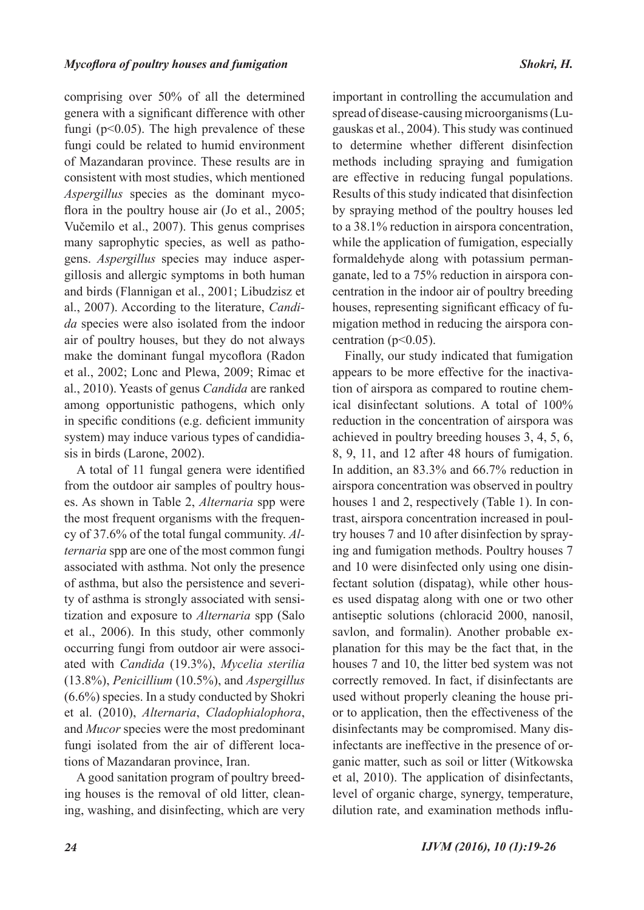comprising over 50% of all the determined genera with a significant difference with other fungi ($p<0.05$). The high prevalence of these fungi could be related to humid environment of Mazandaran province. These results are in consistent with most studies, which mentioned *Aspergillus* species as the dominant mycoflora in the poultry house air (Jo et al., 2005; Vučemilo et al., 2007). This genus comprises many saprophytic species, as well as pathogens. *Aspergillus* species may induce aspergillosis and allergic symptoms in both human and birds (Flannigan et al., 2001; Libudzisz et al., 2007). According to the literature, *Candida* species were also isolated from the indoor air of poultry houses, but they do not always make the dominant fungal mycoflora (Radon et al., 2002; Lonc and Plewa, 2009; Rimac et al., 2010). Yeasts of genus *Candida* are ranked among opportunistic pathogens, which only in specific conditions (e.g. deficient immunity system) may induce various types of candidiasis in birds (Larone, 2002).

A total of 11 fungal genera were identified from the outdoor air samples of poultry houses. As shown in Table 2, *Alternaria* spp were the most frequent organisms with the frequency of 37.6% of the total fungal community. *Alternaria* spp are one of the most common fungi associated with asthma. Not only the presence of asthma, but also the persistence and severity of asthma is strongly associated with sensitization and exposure to *Alternaria* spp (Salo et al., 2006). In this study, other commonly occurring fungi from outdoor air were associated with *Candida* (19.3%), *Mycelia sterilia* (13.8%), *Penicillium* (10.5%), and *Aspergillus* (6.6%) species. In a study conducted by Shokri et al. (2010), *Alternaria*, *Cladophialophora*, and *Mucor* species were the most predominant fungi isolated from the air of different locations of Mazandaran province, Iran.

A good sanitation program of poultry breeding houses is the removal of old litter, cleaning, washing, and disinfecting, which are very important in controlling the accumulation and spread of disease-causing microorganisms (Lugauskas et al., 2004). This study was continued to determine whether different disinfection methods including spraying and fumigation are effective in reducing fungal populations. Results of this study indicated that disinfection by spraying method of the poultry houses led to a 38.1% reduction in airspora concentration, while the application of fumigation, especially formaldehyde along with potassium permanganate, led to a 75% reduction in airspora concentration in the indoor air of poultry breeding houses, representing significant efficacy of fumigation method in reducing the airspora concentration ($p<0.05$).

Finally, our study indicated that fumigation appears to be more effective for the inactivation of airspora as compared to routine chemical disinfectant solutions. A total of 100% reduction in the concentration of airspora was achieved in poultry breeding houses 3, 4, 5, 6, 8, 9, 11, and 12 after 48 hours of fumigation. In addition, an 83.3% and 66.7% reduction in airspora concentration was observed in poultry houses 1 and 2, respectively (Table 1). In contrast, airspora concentration increased in poultry houses 7 and 10 after disinfection by spraying and fumigation methods. Poultry houses 7 and 10 were disinfected only using one disinfectant solution (dispatag), while other houses used dispatag along with one or two other antiseptic solutions (chloracid 2000, nanosil, savlon, and formalin). Another probable explanation for this may be the fact that, in the houses 7 and 10, the litter bed system was not correctly removed. In fact, if disinfectants are used without properly cleaning the house prior to application, then the effectiveness of the disinfectants may be compromised. Many disinfectants are ineffective in the presence of organic matter, such as soil or litter (Witkowska et al, 2010). The application of disinfectants, level of organic charge, synergy, temperature, dilution rate, and examination methods influ-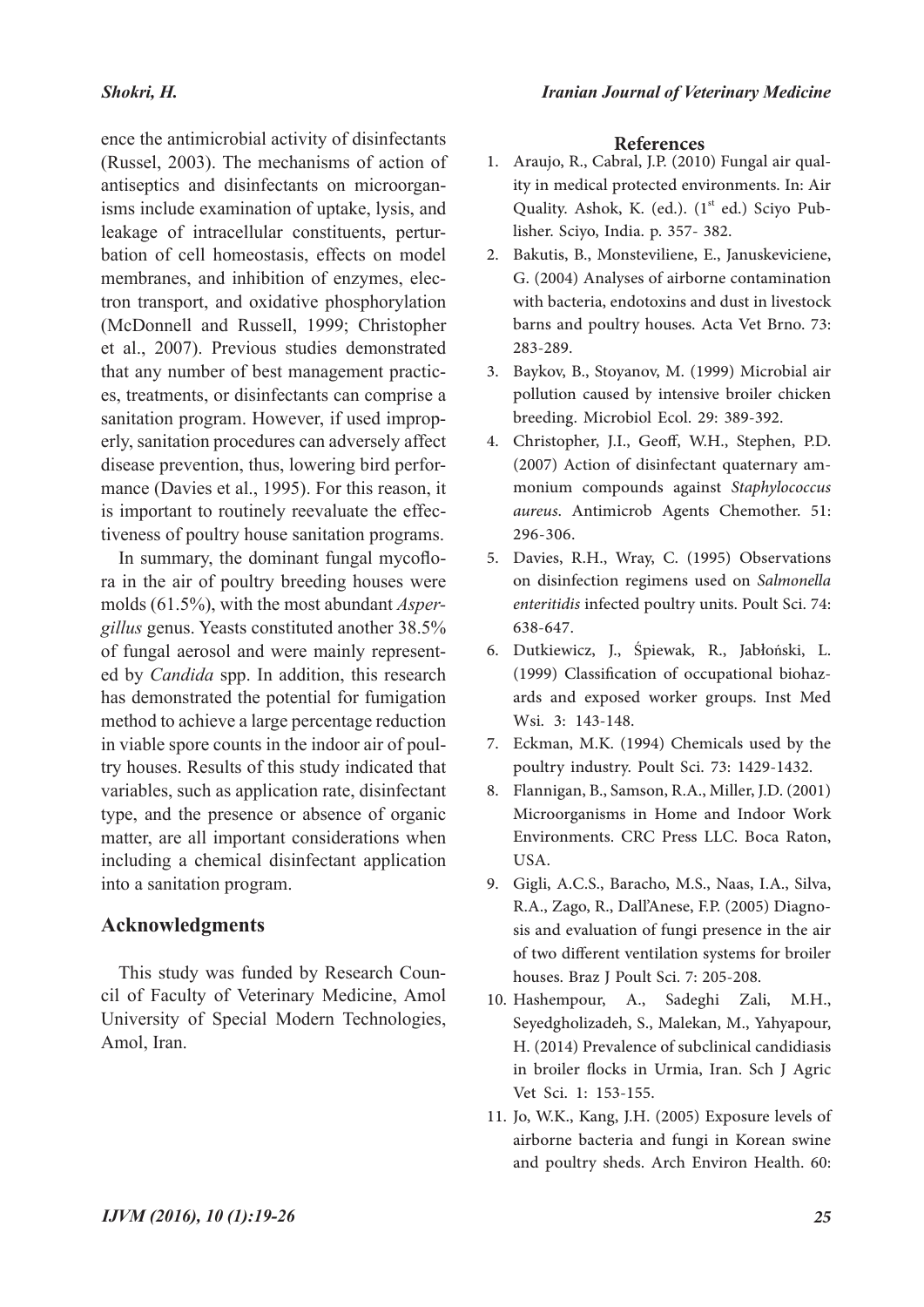ence the antimicrobial activity of disinfectants (Russel, 2003). The mechanisms of action of antiseptics and disinfectants on microorganisms include examination of uptake, lysis, and leakage of intracellular constituents, perturbation of cell homeostasis, effects on model membranes, and inhibition of enzymes, electron transport, and oxidative phosphorylation (McDonnell and Russell, 1999; Christopher et al., 2007). Previous studies demonstrated that any number of best management practices, treatments, or disinfectants can comprise a sanitation program. However, if used improperly, sanitation procedures can adversely affect disease prevention, thus, lowering bird performance (Davies et al., 1995). For this reason, it is important to routinely reevaluate the effectiveness of poultry house sanitation programs.

In summary, the dominant fungal mycoflora in the air of poultry breeding houses were molds (61.5%), with the most abundant *Aspergillus* genus. Yeasts constituted another 38.5% of fungal aerosol and were mainly represented by *Candida* spp. In addition, this research has demonstrated the potential for fumigation method to achieve a large percentage reduction in viable spore counts in the indoor air of poultry houses. Results of this study indicated that variables, such as application rate, disinfectant type, and the presence or absence of organic matter, are all important considerations when including a chemical disinfectant application into a sanitation program.

## Acknowledgments

This study was funded by Research Council of Faculty of Veterinary Medicine, Amol University of Special Modern Technologies, Amol, Iran.

## References

1. Araujo, R., Cabral, J.P. (2010) Fungal air quality in medical protected environments. In: Air Quality. Ashok, K. (ed.). (1st ed.) Sciyo Publisher. Sciyo, India. p. 357- 382.
2. Bakutis, B., Monsteviliene, E., Januskeviciene, G. (2004) Analyses of airborne contamination with bacteria, endotoxins and dust in livestock barns and poultry houses. Acta Vet Brno. 73: 283-289.
3. Baykov, B., Stoyanov, M. (1999) Microbial air pollution caused by intensive broiler chicken breeding. Microbiol Ecol. 29: 389-392.
4. Christopher, J.I., Geoff, W.H., Stephen, P.D. (2007) Action of disinfectant quaternary ammonium compounds against *Staphylococcus aureus*. Antimicrob Agents Chemother. 51: 296-306.
5. Davies, R.H., Wray, C. (1995) Observations on disinfection regimens used on *Salmonella enteritidis* infected poultry units. Poult Sci. 74: 638-647.
6. Dutkiewicz, J., Śpiewak, R., Jabłoński, L. (1999) Classification of occupational biohazards and exposed worker groups. Inst Med Wsi. 3: 143-148.
7. Eckman, M.K. (1994) Chemicals used by the poultry industry. Poult Sci. 73: 1429-1432.
8. Flannigan, B., Samson, R.A., Miller, J.D. (2001) Microorganisms in Home and Indoor Work Environments. CRC Press LLC. Boca Raton, USA.
9. Gigli, A.C.S., Baracho, M.S., Naas, I.A., Silva, R.A., Zago, R., Dall'Anese, F.P. (2005) Diagnosis and evaluation of fungi presence in the air of two different ventilation systems for broiler houses. Braz J Poult Sci. 7: 205-208.
10. Hashempour, A., Sadeghi Zali, M.H., Seyedgholizadeh, S., Malekan, M., Yahyapour, H. (2014) Prevalence of subclinical candidiasis in broiler flocks in Urmia, Iran. Sch J Agric Vet Sci. 1: 153-155.
11. Jo, W.K., Kang, J.H. (2005) Exposure levels of airborne bacteria and fungi in Korean swine and poultry sheds. Arch Environ Health. 60: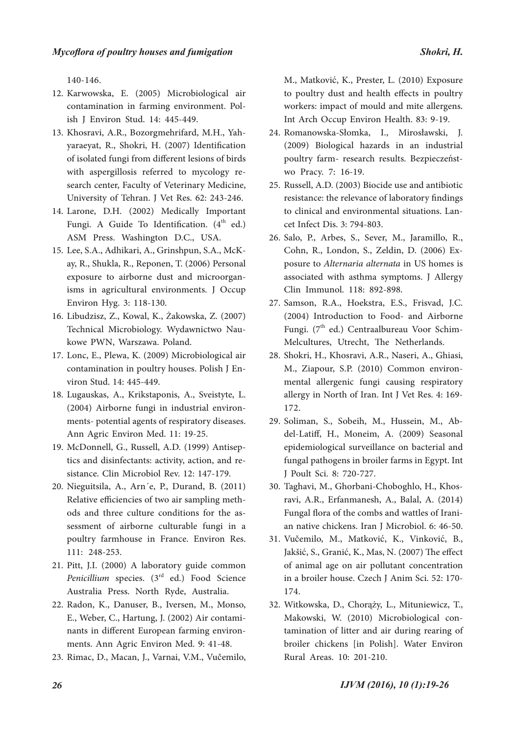140-146.

12. Karwowska, E. (2005) Microbiological air contamination in farming environment. Polish J Environ Stud. 14: 445-449.
13. Khosravi, A.R., Bozorgmehrifard, M.H., Yahyaraeyat, R., Shokri, H. (2007) Identification of isolated fungi from different lesions of birds with aspergillosis referred to mycology research center, Faculty of Veterinary Medicine, University of Tehran. J Vet Res. 62: 243-246.
14. Larone, D.H. (2002) Medically Important Fungi. A Guide To Identification. (4th ed.) ASM Press. Washington D.C., USA.
15. Lee, S.A., Adhikari, A., Grinshpun, S.A., McKay, R., Shukla, R., Reponen, T. (2006) Personal exposure to airborne dust and microorganisms in agricultural environments. J Occup Environ Hyg. 3: 118-130.
16. Libudzisz, Z., Kowal, K., Żakowska, Z. (2007) Technical Microbiology. Wydawnictwo Naukowe PWN, Warszawa. Poland.
17. Lonc, E., Plewa, K. (2009) Microbiological air contamination in poultry houses. Polish J Environ Stud. 14: 445-449.
18. Lugauskas, A., Krikstaponis, A., Sveistyte, L. (2004) Airborne fungi in industrial environments- potential agents of respiratory diseases. Ann Agric Environ Med. 11: 19-25.
19. McDonnell, G., Russell, A.D. (1999) Antiseptics and disinfectants: activity, action, and resistance. Clin Microbiol Rev. 12: 147-179.
20. Nieguitsila, A., Arn´e, P., Durand, B. (2011) Relative efficiencies of two air sampling methods and three culture conditions for the assessment of airborne culturable fungi in a poultry farmhouse in France. Environ Res. 111: 248-253.
21. Pitt, J.I. (2000) A laboratory guide common *Penicillium* species. (3rd ed.) Food Science Australia Press. North Ryde, Australia.
22. Radon, K., Danuser, B., Iversen, M., Monso, E., Weber, C., Hartung, J. (2002) Air contaminants in different European farming environments. Ann Agric Environ Med. 9: 41-48.
23. Rimac, D., Macan, J., Varnai, V.M., Vučemilo, M., Matković, K., Prester, L. (2010) Exposure to poultry dust and health effects in poultry workers: impact of mould and mite allergens. Int Arch Occup Environ Health. 83: 9-19.
24. Romanowska-Słomka, I., Mirosławski, J. (2009) Biological hazards in an industrial poultry farm- research results. Bezpieczeństwo Pracy. 7: 16-19.
25. Russell, A.D. (2003) Biocide use and antibiotic resistance: the relevance of laboratory findings to clinical and environmental situations. Lancet Infect Dis. 3: 794-803.
26. Salo, P., Arbes, S., Sever, M., Jaramillo, R., Cohn, R., London, S., Zeldin, D. (2006) Exposure to *Alternaria alternata* in US homes is associated with asthma symptoms. J Allergy Clin Immunol. 118: 892-898.
27. Samson, R.A., Hoekstra, E.S., Frisvad, J.C. (2004) Introduction to Food- and Airborne Fungi. (7th ed.) Centraalbureau Voor Schim-Melcultures, Utrecht, The Netherlands.
28. Shokri, H., Khosravi, A.R., Naseri, A., Ghiasi, M., Ziapour, S.P. (2010) Common environmental allergenic fungi causing respiratory allergy in North of Iran. Int J Vet Res. 4: 169-172.
29. Soliman, S., Sobeih, M., Hussein, M., Abdel-Latiff, H., Moneim, A. (2009) Seasonal epidemiological surveillance on bacterial and fungal pathogens in broiler farms in Egypt. Int J Poult Sci. 8: 720-727.
30. Taghavi, M., Ghorbani-Choboghlo, H., Khosravi, A.R., Erfanmanesh, A., Balal, A. (2014) Fungal flora of the combs and wattles of Iranian native chickens. Iran J Microbiol. 6: 46-50.
31. Vučemilo, M., Matković, K., Vinković, B., Jakšić, S., Granić, K., Mas, N. (2007) The effect of animal age on air pollutant concentration in a broiler house. Czech J Anim Sci. 52: 170-174.
32. Witkowska, D., Chorąży, L., Mituniewicz, T., Makowski, W. (2010) Microbiological contamination of litter and air during rearing of broiler chickens [in Polish]. Water Environ Rural Areas. 10: 201-210.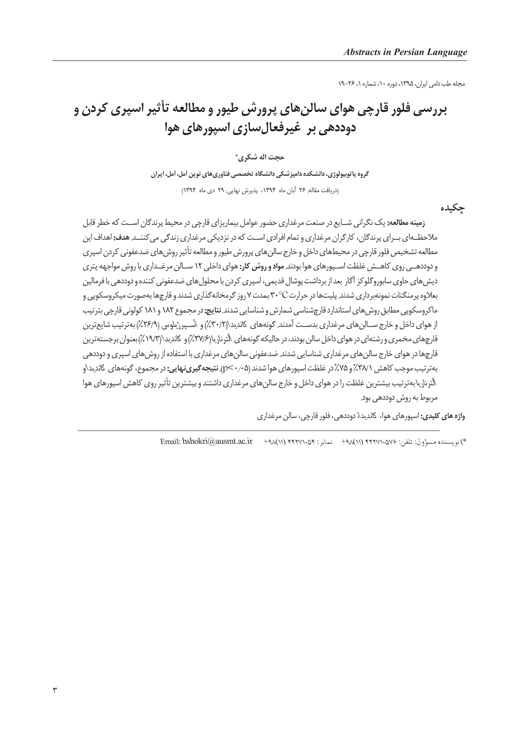مجله طب دامی ایران، ۱۳۹۵، دوره ۱۰، شماره ۱، ۲۶-۱۹

# بررسی فلور قارچی هوای سالن‌های پرورش طیور و مطالعه تأثیر اسپری کردن و دوددهی بر غیرفعال‌سازی اسپورهای هوا

**حجت اله شکری***

**گروه پاتوبیولوژی، دانشکده دامپزشکی دانشگاه تخصصی فناوری‌های نوین آمل، آمل، ایران**

(دریافت مقاله: ۲۶ آبان ماه ۱۳۹۴، پذیرش نهایی: ۲۹ دی ماه ۱۳۹۴)

## چکیده

**زمینه مطالعه:** یک نگرانی شایع در صنعت مرغداری حضور عوامل بیماریزای قارچی در محیط پرندگان است که خطر قابل ملاحظه‌ای برای پرندگان، کارگران مرغداری و تمام افرادی است که در نزدیکی مرغداری زندگی می‌کنند. **هدف:** اهداف این مطالعه تشخیص فلور قارچی در محیط‌های داخل و خارج سالن‌های پرورش طیور و مطالعه تأثیر روش‌های ضدعفونی کردن اسپری و دوددهی روی کاهش غلظت اسپورهای هوا بودند. **مواد و روش کار:** هوای داخلی ۱۲ سالن مرغداری با روش مواجهه پتری دیش‌های حاوی سابوروگلوکز آگار بعد از برداشت پوشال قدیمی، اسپری کردن با محلول‌های ضدعفونی کننده و دوددهی با فرمالین بعلاوه پرمنگنات نمونه‌برداری شدند. پلیت‌ها در حرارت ۳۰°C بمدت ۷ روز گرمخانه‌گذاری شدند و قارچ‌ها به‌صورت میکروسکوپی و ماکروسکوپی مطابق روش‌های استاندارد قارچ‌شناسی شمارش و شناسایی شدند. **نتایج:** در مجموع ۱۸۲ و ۱۸۱ کولونی قارچی بترتیب از هوای داخل و خارج سالن‌های مرغداری بدست آمدند. گونه‌های کاندیدا(۳۰/۲٪) و آسپرژیلوس (۲۶/۹٪) به‌ترتیب شایع‌ترین قارچ‌های مخمری و رشته‌ای در هوای داخل سالن بودند، در حالیکه گونه‌های آلترناریا(۳۷/۶٪) و کاندیدا(۱۹/۳٪) بعنوان برجسته‌ترین قارچ‌ها در هوای خارج سالن‌های مرغداری شناسایی شدند. ضدعفونی سالن‌های مرغداری با استفاده از روش‌های اسپری و دوددهی به‌ترتیب موجب کاهش ۳۸/۱٪ و ۷۵٪ در غلظت اسپورهای هوا شدند ($p<0.05$). **نتیجه‌گیری نهایی:** در مجموع، گونه‌های کاندیدا و آلترناریا به‌ترتیب بیشترین غلظت را در هوای داخل و خارج سالن‌های مرغداری داشتند و بیشترین تأثیر روی کاهش اسپورهای هوا مربوط به روش دوددهی بود.

**واژه های کلیدی:** اسپورهای هوا، کاندیدا، دوددهی، فلور قارچی، سالن مرغداری

*) نویسنده مسؤول: تلفن: ۴۴۲۷۱۰۵۷۶ (۱۱)۹۸+ نمابر: ۴۴۲۷۱۰۵۴ (۱۱)۹۸+ Email: hshokri@ausmt.ac.ir